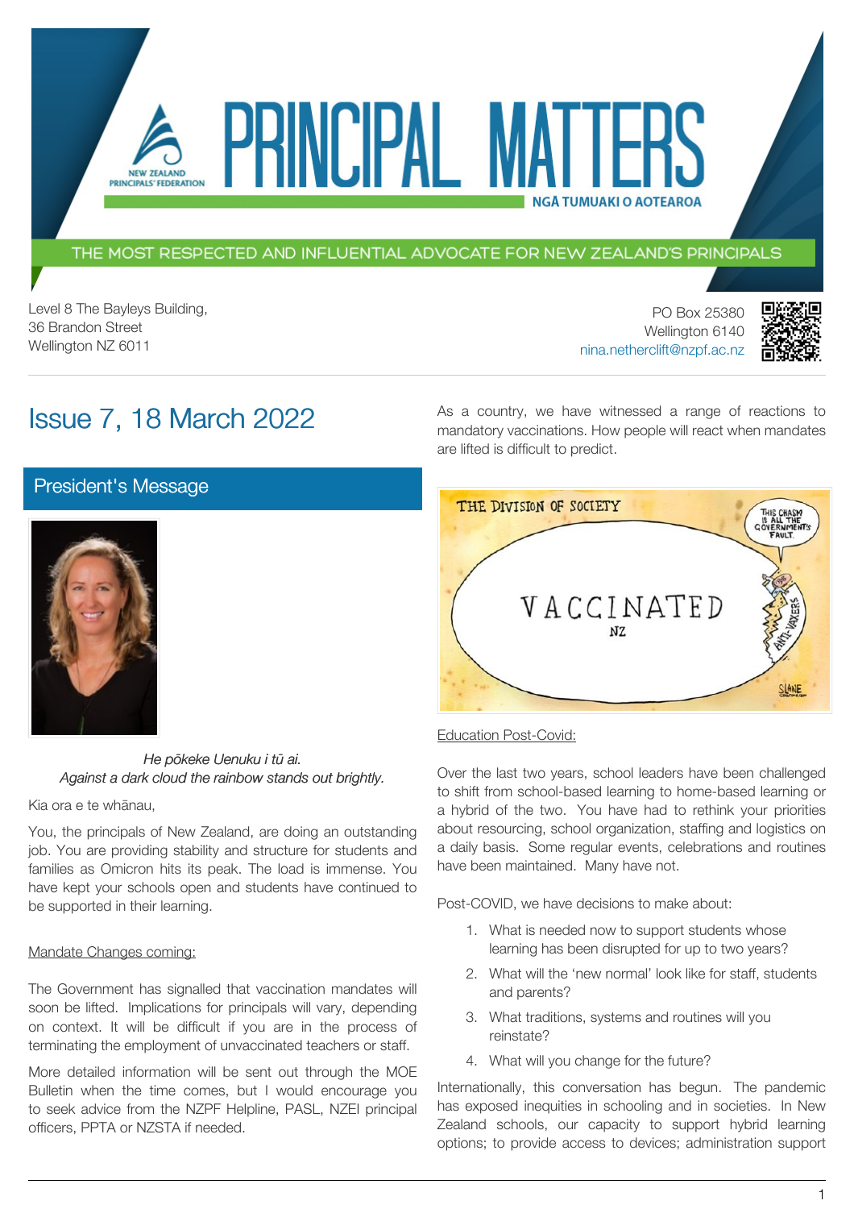# PRINCIPAL MATTERS

NEW ZEALAND PRINCIPALS' FEDERATION

NGĀ TUMUAKI O AOTEAROA

THE MOST RESPECTED AND INFLUENTIAL ADVOCATE FOR NEW ZEALAND'S PRINCIPALS

Level 8 The Bayleys Building,
36 Brandon Street
Wellington NZ 6011

PO Box 25380
Wellington 6140
nina.netherclift@nzpf.ac.nz

## Issue 7, 18 March 2022

## President's Message

*He pōkeke Uenuku i tū ai.*
*Against a dark cloud the rainbow stands out brightly.*

Kia ora e te whānau,

You, the principals of New Zealand, are doing an outstanding job. You are providing stability and structure for students and families as Omicron hits its peak. The load is immense. You have kept your schools open and students have continued to be supported in their learning.

Mandate Changes coming:

The Government has signalled that vaccination mandates will soon be lifted. Implications for principals will vary, depending on context. It will be difficult if you are in the process of terminating the employment of unvaccinated teachers or staff.

More detailed information will be sent out through the MOE Bulletin when the time comes, but I would encourage you to seek advice from the NZPF Helpline, PASL, NZEI principal officers, PPTA or NZSTA if needed.

As a country, we have witnessed a range of reactions to mandatory vaccinations. How people will react when mandates are lifted is difficult to predict.

Education Post-Covid:

Over the last two years, school leaders have been challenged to shift from school-based learning to home-based learning or a hybrid of the two. You have had to rethink your priorities about resourcing, school organization, staffing and logistics on a daily basis. Some regular events, celebrations and routines have been maintained. Many have not.

Post-COVID, we have decisions to make about:

1. What is needed now to support students whose learning has been disrupted for up to two years?
2. What will the 'new normal' look like for staff, students and parents?
3. What traditions, systems and routines will you reinstate?
4. What will you change for the future?

Internationally, this conversation has begun. The pandemic has exposed inequities in schooling and in societies. In New Zealand schools, our capacity to support hybrid learning options; to provide access to devices; administration support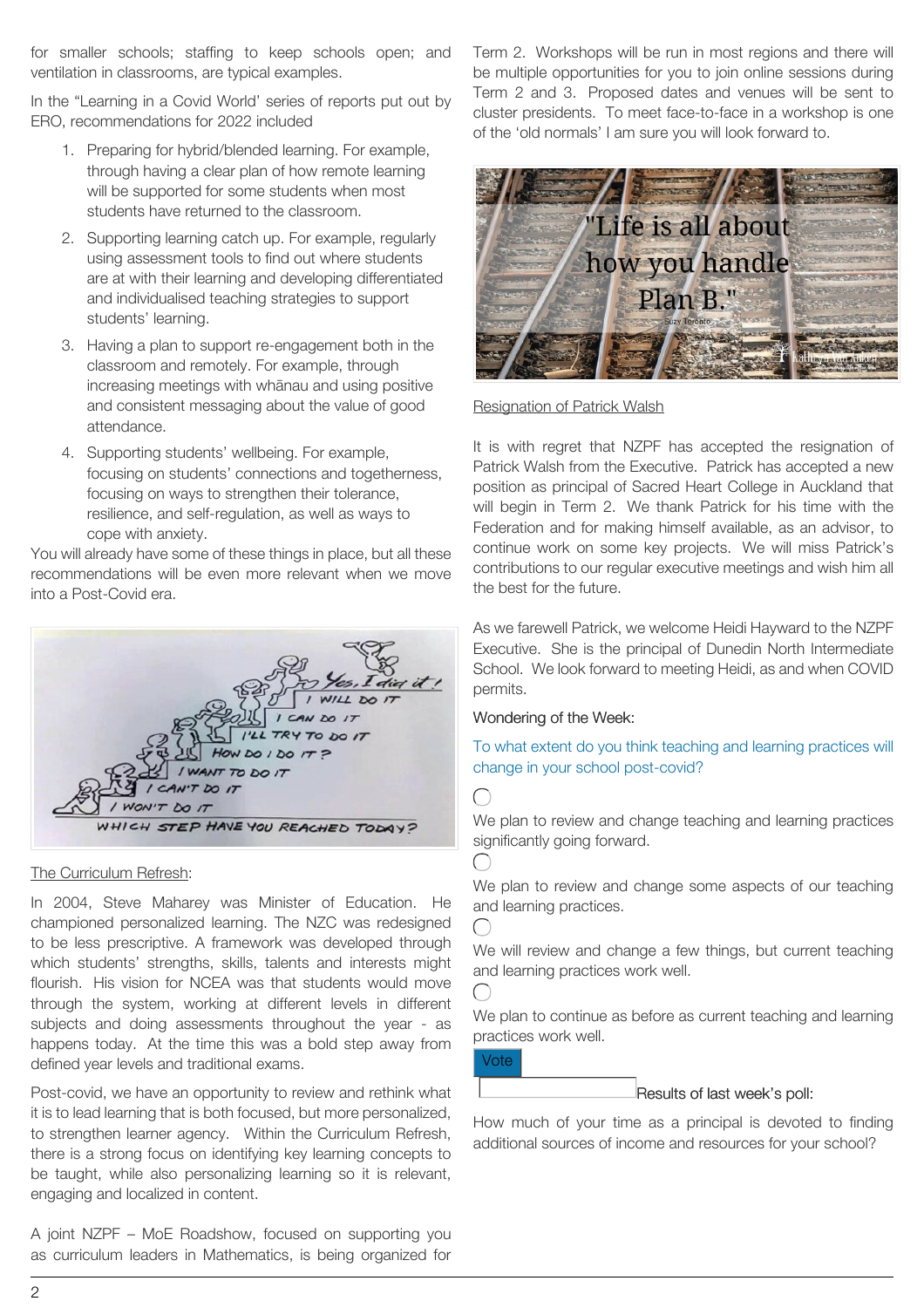for smaller schools; staffing to keep schools open; and ventilation in classrooms, are typical examples.

In the "Learning in a Covid World" series of reports put out by ERO, recommendations for 2022 included

1. Preparing for hybrid/blended learning. For example, through having a clear plan of how remote learning will be supported for some students when most students have returned to the classroom.
2. Supporting learning catch up. For example, regularly using assessment tools to find out where students are at with their learning and developing differentiated and individualised teaching strategies to support students' learning.
3. Having a plan to support re-engagement both in the classroom and remotely. For example, through increasing meetings with whānau and using positive and consistent messaging about the value of good attendance.
4. Supporting students' wellbeing. For example, focusing on students' connections and togetherness, focusing on ways to strengthen their tolerance, resilience, and self-regulation, as well as ways to cope with anxiety.

You will already have some of these things in place, but all these recommendations will be even more relevant when we move into a Post-Covid era.

The Curriculum Refresh:

In 2004, Steve Maharey was Minister of Education. He championed personalized learning. The NZC was redesigned to be less prescriptive. A framework was developed through which students' strengths, skills, talents and interests might flourish. His vision for NCEA was that students would move through the system, working at different levels in different subjects and doing assessments throughout the year - as happens today. At the time this was a bold step away from defined year levels and traditional exams.

Post-covid, we have an opportunity to review and rethink what it is to lead learning that is both focused, but more personalized, to strengthen learner agency. Within the Curriculum Refresh, there is a strong focus on identifying key learning concepts to be taught, while also personalizing learning so it is relevant, engaging and localized in content.

A joint NZPF – MoE Roadshow, focused on supporting you as curriculum leaders in Mathematics, is being organized for Term 2. Workshops will be run in most regions and there will be multiple opportunities for you to join online sessions during Term 2 and 3. Proposed dates and venues will be sent to cluster presidents. To meet face-to-face in a workshop is one of the 'old normals' I am sure you will look forward to.

Resignation of Patrick Walsh

It is with regret that NZPF has accepted the resignation of Patrick Walsh from the Executive. Patrick has accepted a new position as principal of Sacred Heart College in Auckland that will begin in Term 2. We thank Patrick for his time with the Federation and for making himself available, as an advisor, to continue work on some key projects. We will miss Patrick's contributions to our regular executive meetings and wish him all the best for the future.

As we farewell Patrick, we welcome Heidi Hayward to the NZPF Executive. She is the principal of Dunedin North Intermediate School. We look forward to meeting Heidi, as and when COVID permits.

Wondering of the Week:

To what extent do you think teaching and learning practices will change in your school post-covid?

- We plan to review and change teaching and learning practices significantly going forward.
- We plan to review and change some aspects of our teaching and learning practices.
- We will review and change a few things, but current teaching and learning practices work well.
- We plan to continue as before as current teaching and learning practices work well.

Vote

Results of last week's poll:

How much of your time as a principal is devoted to finding additional sources of income and resources for your school?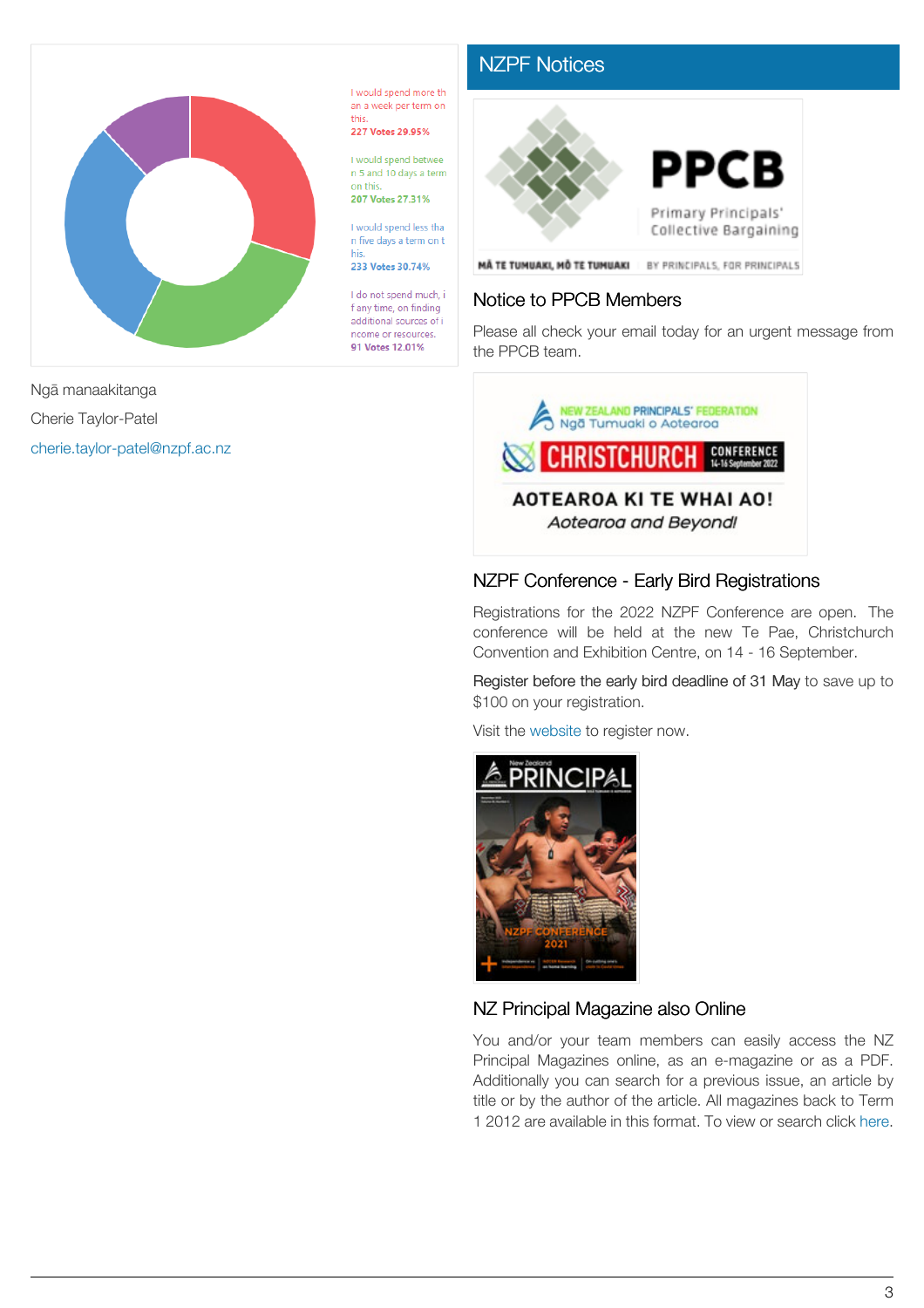I would spend more than a week per term on this.
227 Votes 29.95%

I would spend between 5 and 10 days a term on this.
207 Votes 27.31%

I would spend less than five days a term on this.
233 Votes 30.74%

I do not spend much, if any time, on finding additional sources of income or resources.
91 Votes 12.01%

Ngā manaakitanga

Cherie Taylor-Patel

cherie.taylor-patel@nzpf.ac.nz

## NZPF Notices

### Notice to PPCB Members

Please all check your email today for an urgent message from the PPCB team.

### NZPF Conference - Early Bird Registrations

Registrations for the 2022 NZPF Conference are open. The conference will be held at the new Te Pae, Christchurch Convention and Exhibition Centre, on 14 - 16 September.

Register before the early bird deadline of 31 May to save up to $100 on your registration.

Visit the website to register now.

### NZ Principal Magazine also Online

You and/or your team members can easily access the NZ Principal Magazines online, as an e-magazine or as a PDF. Additionally you can search for a previous issue, an article by title or by the author of the article. All magazines back to Term 1 2012 are available in this format. To view or search click here.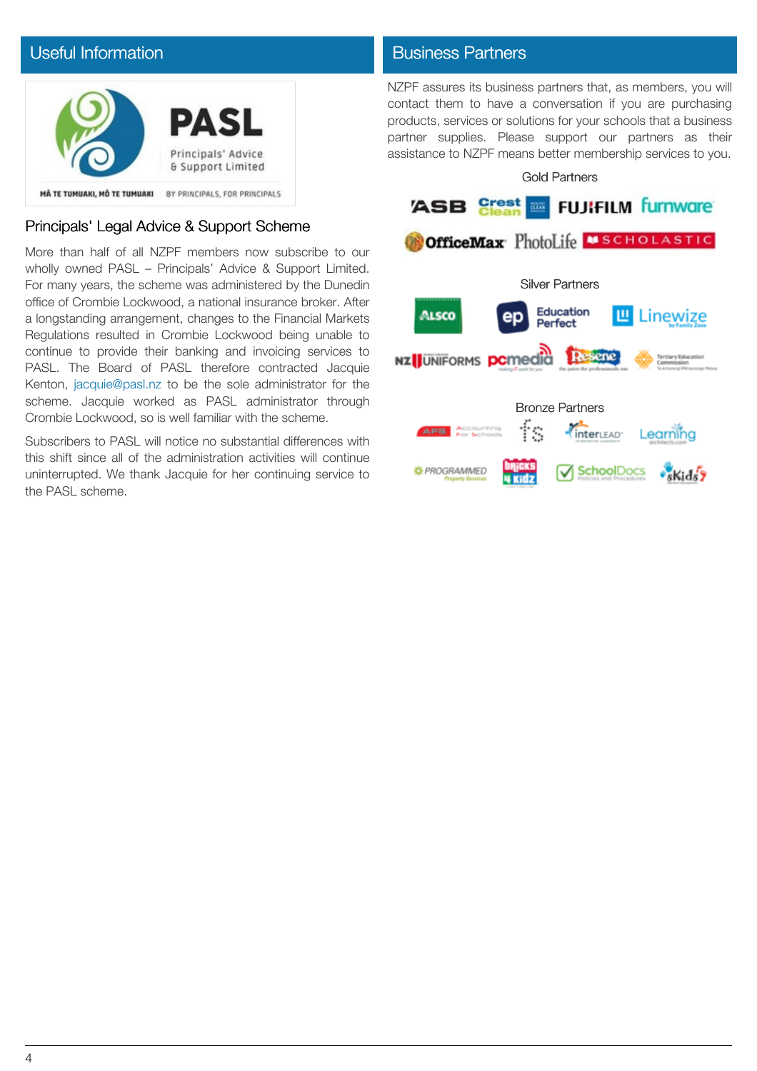## Useful Information

PASL

Principals' Advice & Support Limited

MĀ TE TUMUAKI, MŌ TE TUMUAKI BY PRINCIPALS, FOR PRINCIPALS

### Principals' Legal Advice & Support Scheme

More than half of all NZPF members now subscribe to our wholly owned PASL – Principals' Advice & Support Limited. For many years, the scheme was administered by the Dunedin office of Crombie Lockwood, a national insurance broker. After a longstanding arrangement, changes to the Financial Markets Regulations resulted in Crombie Lockwood being unable to continue to provide their banking and invoicing services to PASL. The Board of PASL therefore contracted Jacquie Kenton, jacquie@pasl.nz to be the sole administrator for the scheme. Jacquie worked as PASL administrator through Crombie Lockwood, so is well familiar with the scheme.

Subscribers to PASL will notice no substantial differences with this shift since all of the administration activities will continue uninterrupted. We thank Jacquie for her continuing service to the PASL scheme.

## Business Partners

NZPF assures its business partners that, as members, you will contact them to have a conversation if you are purchasing products, services or solutions for your schools that a business partner supplies. Please support our partners as their assistance to NZPF means better membership services to you.

Gold Partners

ASB, Crest Clean, Fujifilm, Furnware, OfficeMax, PhotoLife, Scholastic

Silver Partners

Alsco, Education Perfect, Linewize, NZ Uniforms, PC Media, Resene, Tertiary Education Commission

Bronze Partners

AFS Accounting for Schools, fs, interLEAD, Learning Architects, Programmed Property Services, Bricks 4 Kidz, SchoolDocs, sKids